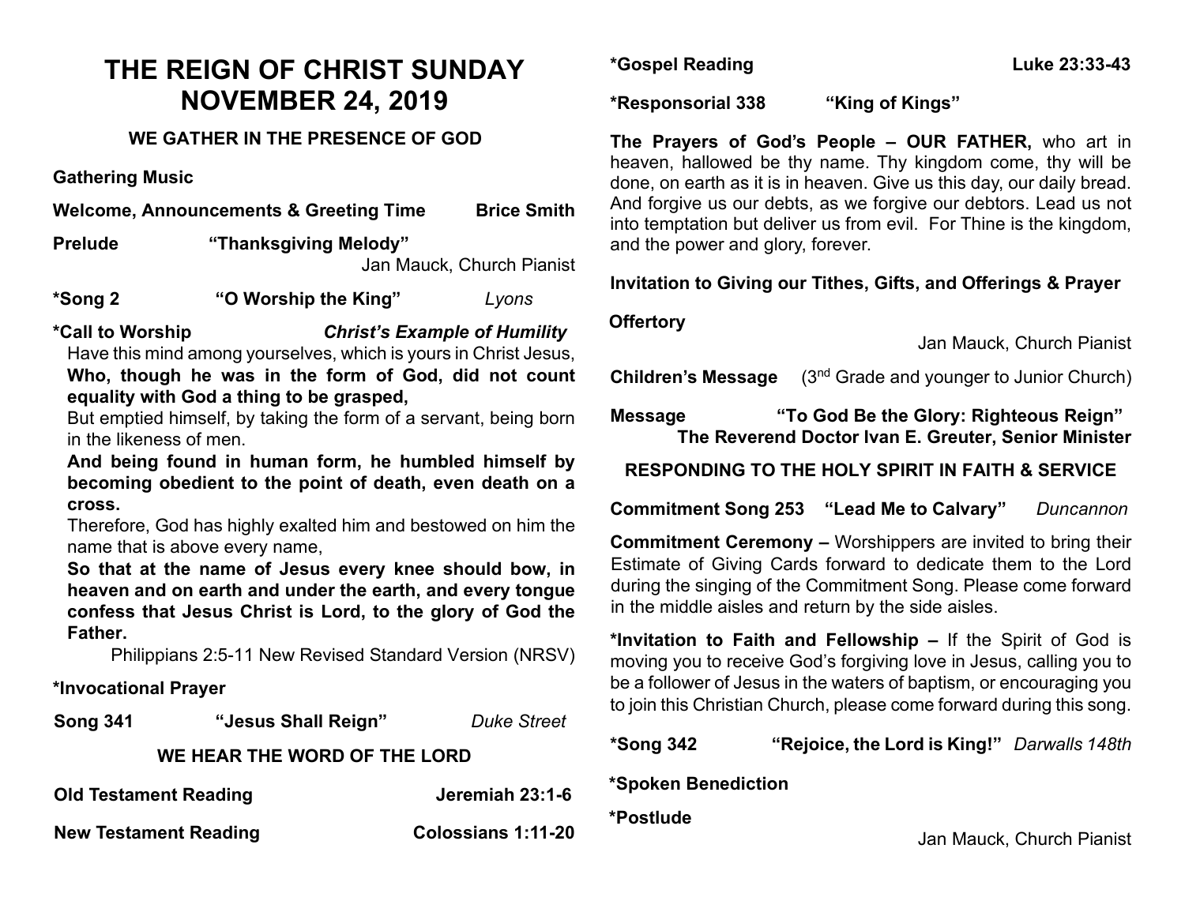# THE REIGN OF CHRIST SUNDAY
# NOVEMBER 24, 2019

### WE GATHER IN THE PRESENCE OF GOD

**Gathering Music**

**Welcome, Announcements & Greeting Time** **Brice Smith**

**Prelude** **"Thanksgiving Melody"**
Jan Mauck, Church Pianist

**\*Song 2** **"O Worship the King"** *Lyons*

**\*Call to Worship** ***Christ's Example of Humility***

Have this mind among yourselves, which is yours in Christ Jesus,

**Who, though he was in the form of God, did not count equality with God a thing to be grasped,**

But emptied himself, by taking the form of a servant, being born in the likeness of men.

**And being found in human form, he humbled himself by becoming obedient to the point of death, even death on a cross.**

Therefore, God has highly exalted him and bestowed on him the name that is above every name,

**So that at the name of Jesus every knee should bow, in heaven and on earth and under the earth, and every tongue confess that Jesus Christ is Lord, to the glory of God the Father.**

Philippians 2:5-11 New Revised Standard Version (NRSV)

**\*Invocational Prayer**

**Song 341** **"Jesus Shall Reign"** *Duke Street*

### WE HEAR THE WORD OF THE LORD

**Old Testament Reading** **Jeremiah 23:1-6**

**New Testament Reading** **Colossians 1:11-20**

**\*Gospel Reading** **Luke 23:33-43**

**\*Responsorial 338** **"King of Kings"**

**The Prayers of God's People – OUR FATHER,** who art in heaven, hallowed be thy name. Thy kingdom come, thy will be done, on earth as it is in heaven. Give us this day, our daily bread. And forgive us our debts, as we forgive our debtors. Lead us not into temptation but deliver us from evil. For Thine is the kingdom, and the power and glory, forever.

**Invitation to Giving our Tithes, Gifts, and Offerings & Prayer**

**Offertory**
Jan Mauck, Church Pianist

**Children's Message** (3rd Grade and younger to Junior Church)

**Message** **"To God Be the Glory: Righteous Reign"**
**The Reverend Doctor Ivan E. Greuter, Senior Minister**

### RESPONDING TO THE HOLY SPIRIT IN FAITH & SERVICE

**Commitment Song 253** **"Lead Me to Calvary"** *Duncannon*

**Commitment Ceremony –** Worshippers are invited to bring their Estimate of Giving Cards forward to dedicate them to the Lord during the singing of the Commitment Song. Please come forward in the middle aisles and return by the side aisles.

**\*Invitation to Faith and Fellowship –** If the Spirit of God is moving you to receive God's forgiving love in Jesus, calling you to be a follower of Jesus in the waters of baptism, or encouraging you to join this Christian Church, please come forward during this song.

**\*Song 342** **"Rejoice, the Lord is King!"** *Darwalls 148th*

**\*Spoken Benediction**

**\*Postlude**
Jan Mauck, Church Pianist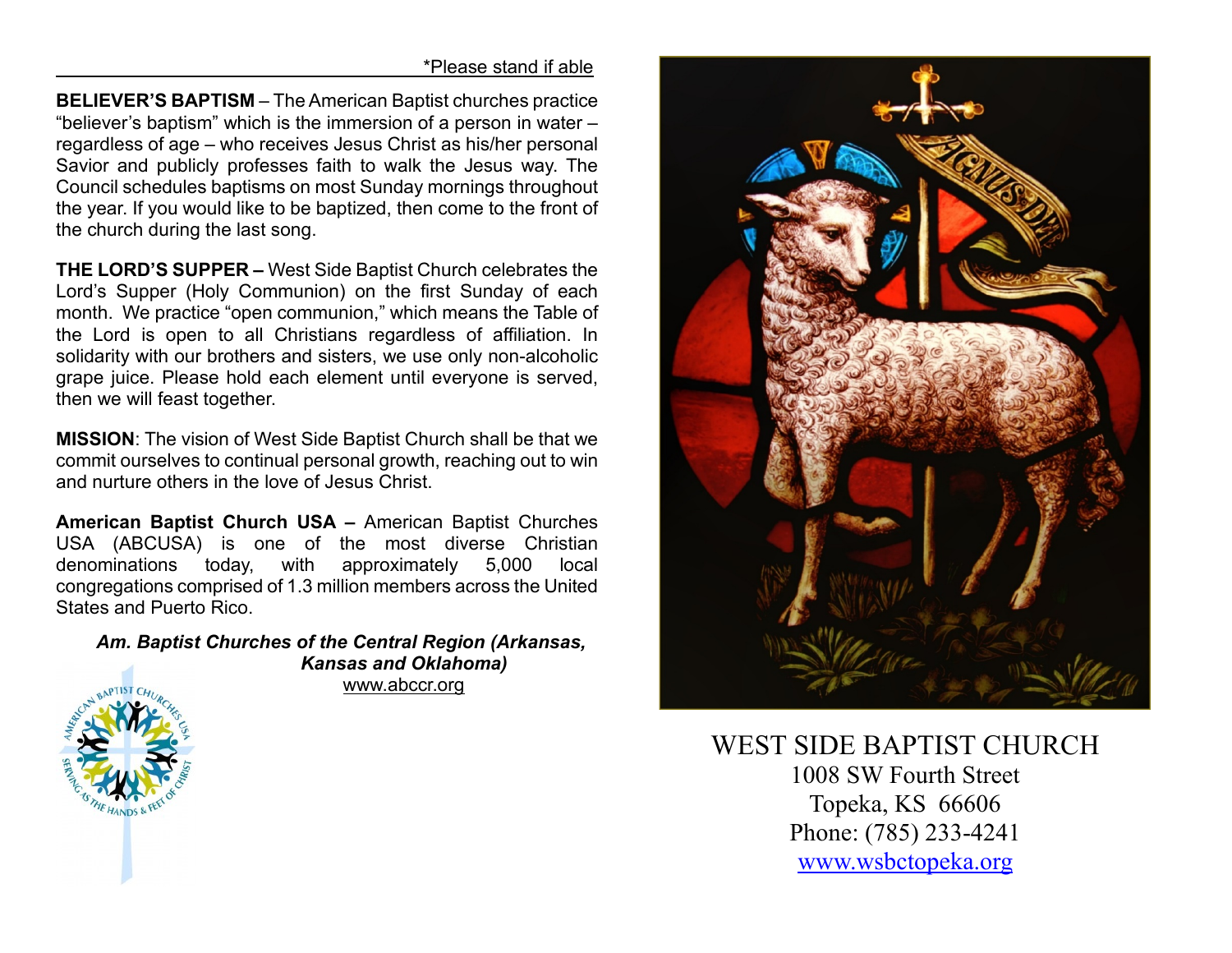*Please stand if able

**BELIEVER'S BAPTISM** – The American Baptist churches practice "believer's baptism" which is the immersion of a person in water – regardless of age – who receives Jesus Christ as his/her personal Savior and publicly professes faith to walk the Jesus way. The Council schedules baptisms on most Sunday mornings throughout the year. If you would like to be baptized, then come to the front of the church during the last song.

**THE LORD'S SUPPER –** West Side Baptist Church celebrates the Lord's Supper (Holy Communion) on the first Sunday of each month. We practice "open communion," which means the Table of the Lord is open to all Christians regardless of affiliation. In solidarity with our brothers and sisters, we use only non-alcoholic grape juice. Please hold each element until everyone is served, then we will feast together.

**MISSION**: The vision of West Side Baptist Church shall be that we commit ourselves to continual personal growth, reaching out to win and nurture others in the love of Jesus Christ.

**American Baptist Church USA –** American Baptist Churches USA (ABCUSA) is one of the most diverse Christian denominations today, with approximately 5,000 local congregations comprised of 1.3 million members across the United States and Puerto Rico.

***Am. Baptist Churches of the Central Region (Arkansas, Kansas and Oklahoma)***
www.abccr.org

AMERICAN BAPTIST CHURCHES USA
SERVING AS THE HANDS & FEET OF CHRIST

AGNUS DEI

WEST SIDE BAPTIST CHURCH
1008 SW Fourth Street
Topeka, KS 66606
Phone: (785) 233-4241
www.wsbctopeka.org